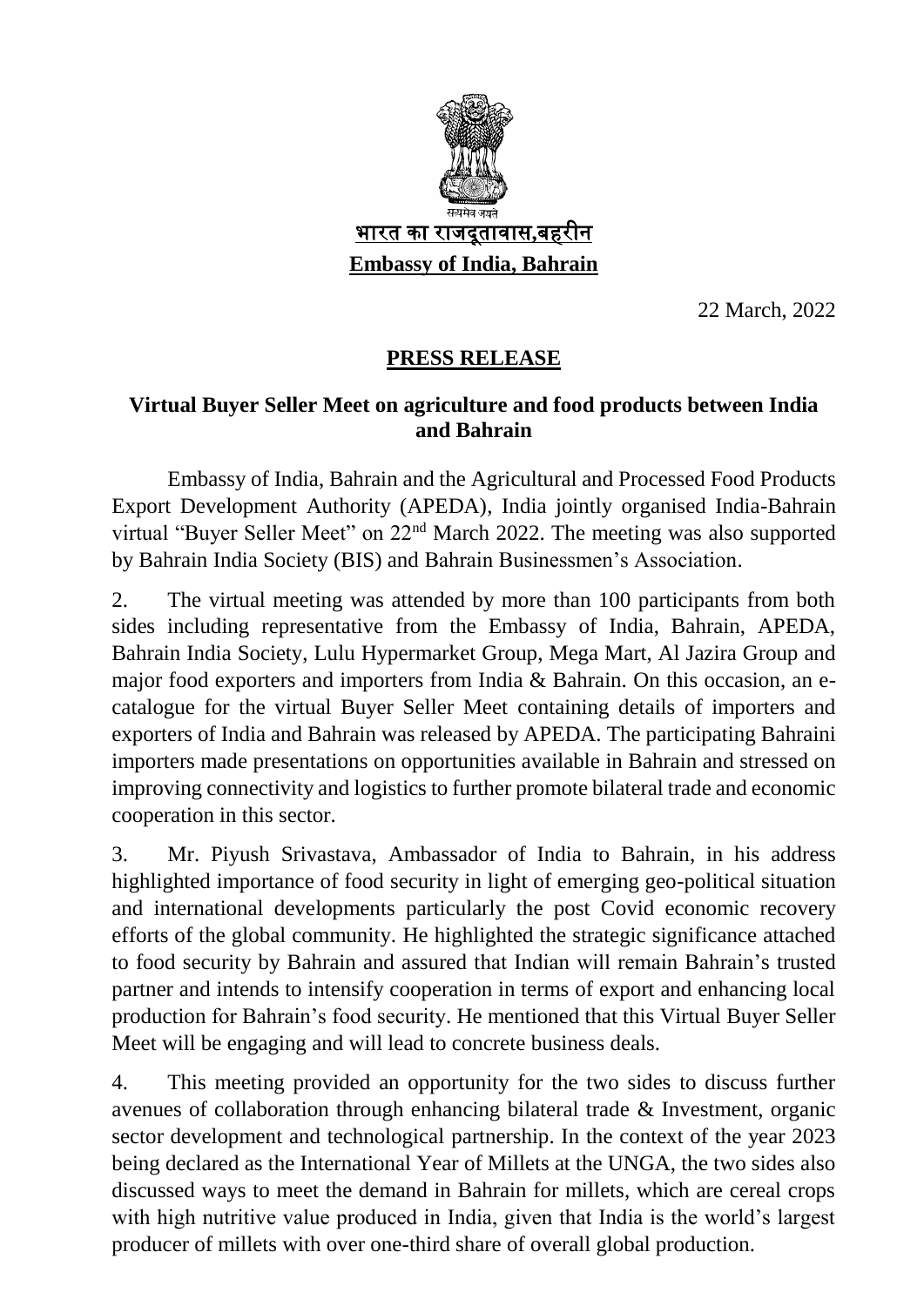सत्यमेव जयते

**भारत का राजदूतावास,बहरीन**

**Embassy of India, Bahrain**

22 March, 2022

## PRESS RELEASE

### Virtual Buyer Seller Meet on agriculture and food products between India and Bahrain

Embassy of India, Bahrain and the Agricultural and Processed Food Products Export Development Authority (APEDA), India jointly organised India-Bahrain virtual "Buyer Seller Meet" on 22nd March 2022. The meeting was also supported by Bahrain India Society (BIS) and Bahrain Businessmen's Association.

2. The virtual meeting was attended by more than 100 participants from both sides including representative from the Embassy of India, Bahrain, APEDA, Bahrain India Society, Lulu Hypermarket Group, Mega Mart, Al Jazira Group and major food exporters and importers from India & Bahrain. On this occasion, an e-catalogue for the virtual Buyer Seller Meet containing details of importers and exporters of India and Bahrain was released by APEDA. The participating Bahraini importers made presentations on opportunities available in Bahrain and stressed on improving connectivity and logistics to further promote bilateral trade and economic cooperation in this sector.

3. Mr. Piyush Srivastava, Ambassador of India to Bahrain, in his address highlighted importance of food security in light of emerging geo-political situation and international developments particularly the post Covid economic recovery efforts of the global community. He highlighted the strategic significance attached to food security by Bahrain and assured that Indian will remain Bahrain's trusted partner and intends to intensify cooperation in terms of export and enhancing local production for Bahrain's food security. He mentioned that this Virtual Buyer Seller Meet will be engaging and will lead to concrete business deals.

4. This meeting provided an opportunity for the two sides to discuss further avenues of collaboration through enhancing bilateral trade & Investment, organic sector development and technological partnership. In the context of the year 2023 being declared as the International Year of Millets at the UNGA, the two sides also discussed ways to meet the demand in Bahrain for millets, which are cereal crops with high nutritive value produced in India, given that India is the world's largest producer of millets with over one-third share of overall global production.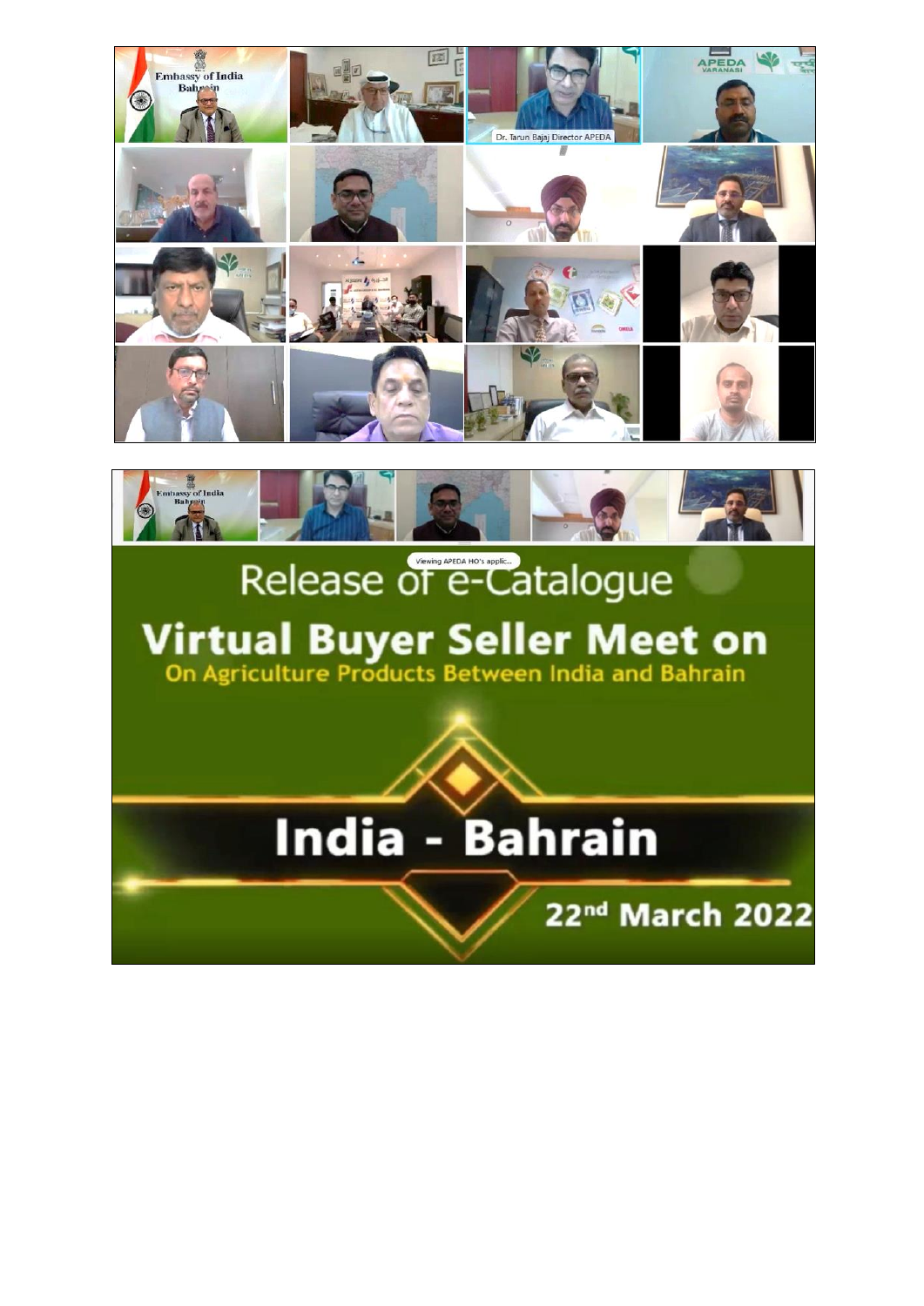Release of e-Catalogue

Virtual Buyer Seller Meet on

On Agriculture Products Between India and Bahrain

India - Bahrain

22nd March 2022